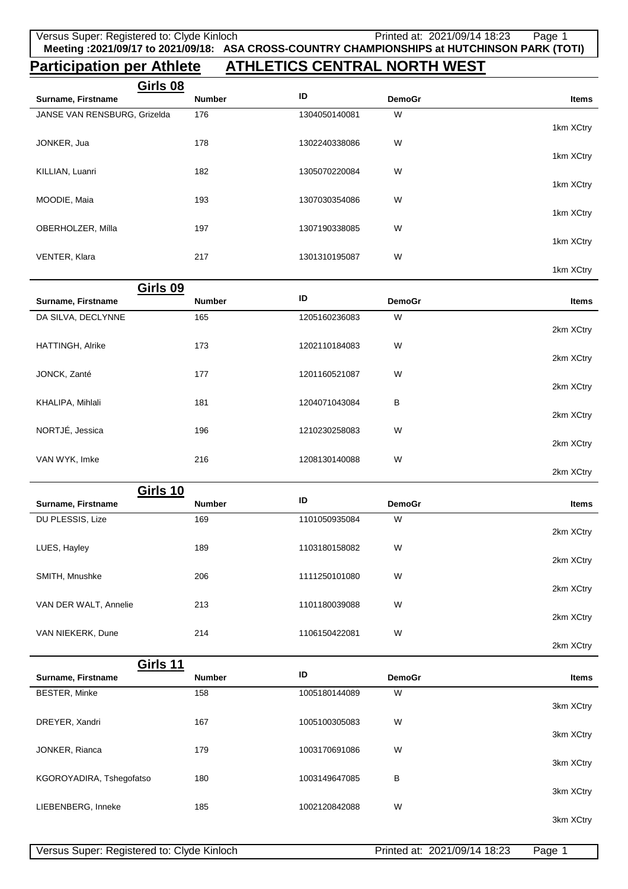**Meeting :2021/09/17 to 2021/09/18: ASA CROSS-COUNTRY CHAMPIONSHIPS at HUTCHINSON PARK (TOTI)**

# Participation per Athlete ATHLETICS CENTRAL NORTH WEST

## Girls 08

| Surname, Firstname | Number | ID | DemoGr | Items |
|---|---|---|---|---|
| JANSE VAN RENSBURG, Grizelda | 176 | 1304050140081 | W | 1km XCtry |
| JONKER, Jua | 178 | 1302240338086 | W | 1km XCtry |
| KILLIAN, Luanri | 182 | 1305070220084 | W | 1km XCtry |
| MOODIE, Maia | 193 | 1307030354086 | W | 1km XCtry |
| OBERHOLZER, Milla | 197 | 1307190338085 | W | 1km XCtry |
| VENTER, Klara | 217 | 1301310195087 | W | 1km XCtry |

## Girls 09

| Surname, Firstname | Number | ID | DemoGr | Items |
|---|---|---|---|---|
| DA SILVA, DECLYNNE | 165 | 1205160236083 | W | 2km XCtry |
| HATTINGH, Alrike | 173 | 1202110184083 | W | 2km XCtry |
| JONCK, Zanté | 177 | 1201160521087 | W | 2km XCtry |
| KHALIPA, Mihlali | 181 | 1204071043084 | B | 2km XCtry |
| NORTJÉ, Jessica | 196 | 1210230258083 | W | 2km XCtry |
| VAN WYK, Imke | 216 | 1208130140088 | W | 2km XCtry |

## Girls 10

| Surname, Firstname | Number | ID | DemoGr | Items |
|---|---|---|---|---|
| DU PLESSIS, Lize | 169 | 1101050935084 | W | 2km XCtry |
| LUES, Hayley | 189 | 1103180158082 | W | 2km XCtry |
| SMITH, Mnushke | 206 | 1111250101080 | W | 2km XCtry |
| VAN DER WALT, Annelie | 213 | 1101180039088 | W | 2km XCtry |
| VAN NIEKERK, Dune | 214 | 1106150422081 | W | 2km XCtry |

## Girls 11

| Surname, Firstname | Number | ID | DemoGr | Items |
|---|---|---|---|---|
| BESTER, Minke | 158 | 1005180144089 | W | 3km XCtry |
| DREYER, Xandri | 167 | 1005100305083 | W | 3km XCtry |
| JONKER, Rianca | 179 | 1003170691086 | W | 3km XCtry |
| KGOROYADIRA, Tshegofatso | 180 | 1003149647085 | B | 3km XCtry |
| LIEBENBERG, Inneke | 185 | 1002120842088 | W | 3km XCtry |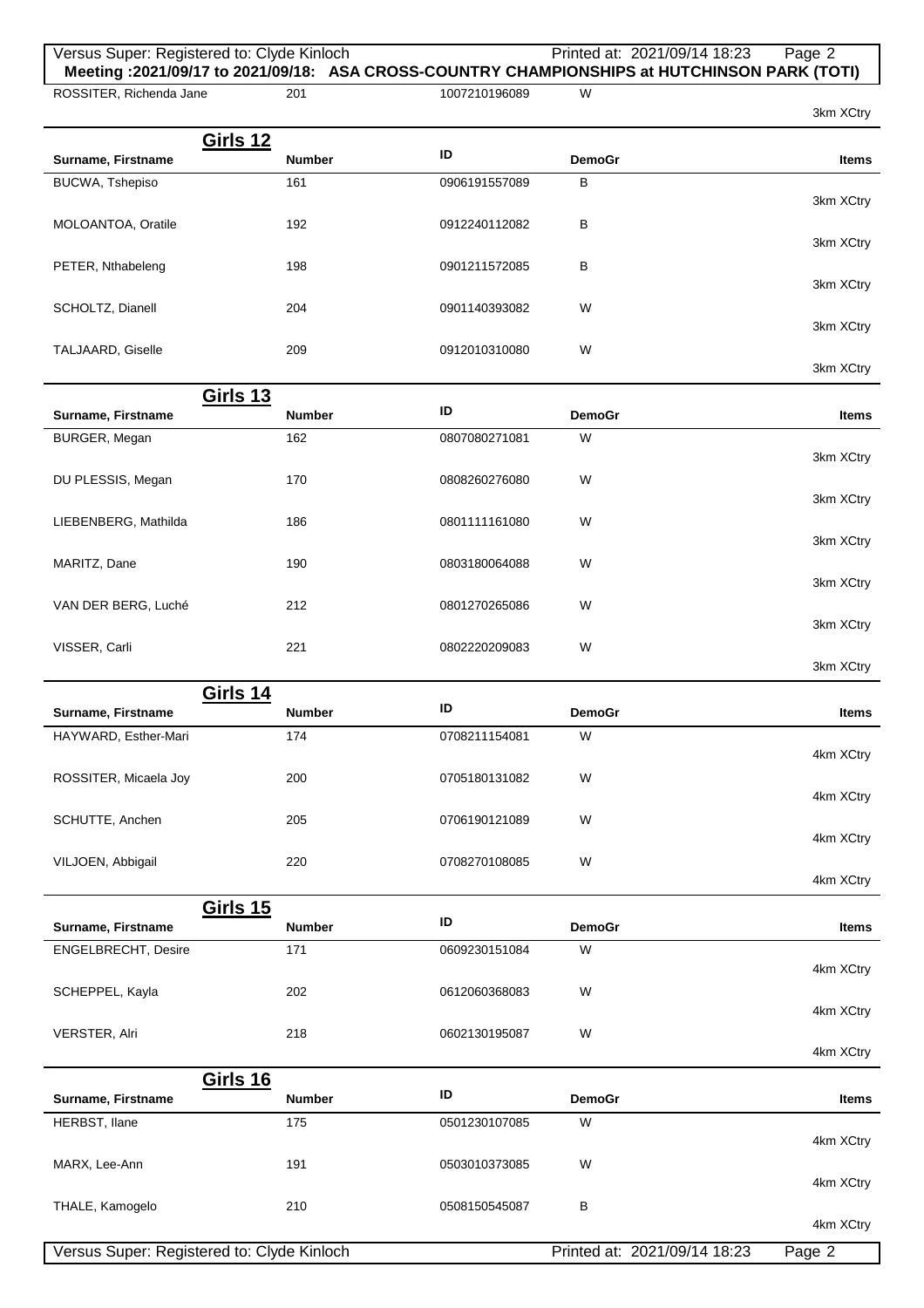**Meeting :2021/09/17 to 2021/09/18: ASA CROSS-COUNTRY CHAMPIONSHIPS at HUTCHINSON PARK (TOTI)**

| Surname, Firstname | Number | ID | DemoGr | Items |
|---|---|---|---|---|
| ROSSITER, Richenda Jane | 201 | 1007210196089 | W | 3km XCtry |

## Girls 12

| Surname, Firstname | Number | ID | DemoGr | Items |
|---|---|---|---|---|
| BUCWA, Tshepiso | 161 | 0906191557089 | B | 3km XCtry |
| MOLOANTOA, Oratile | 192 | 0912240112082 | B | 3km XCtry |
| PETER, Nthabeleng | 198 | 0901211572085 | B | 3km XCtry |
| SCHOLTZ, Dianell | 204 | 0901140393082 | W | 3km XCtry |
| TALJAARD, Giselle | 209 | 0912010310080 | W | 3km XCtry |

## Girls 13

| Surname, Firstname | Number | ID | DemoGr | Items |
|---|---|---|---|---|
| BURGER, Megan | 162 | 0807080271081 | W | 3km XCtry |
| DU PLESSIS, Megan | 170 | 0808260276080 | W | 3km XCtry |
| LIEBENBERG, Mathilda | 186 | 0801111161080 | W | 3km XCtry |
| MARITZ, Dane | 190 | 0803180064088 | W | 3km XCtry |
| VAN DER BERG, Luché | 212 | 0801270265086 | W | 3km XCtry |
| VISSER, Carli | 221 | 0802220209083 | W | 3km XCtry |

## Girls 14

| Surname, Firstname | Number | ID | DemoGr | Items |
|---|---|---|---|---|
| HAYWARD, Esther-Mari | 174 | 0708211154081 | W | 4km XCtry |
| ROSSITER, Micaela Joy | 200 | 0705180131082 | W | 4km XCtry |
| SCHUTTE, Anchen | 205 | 0706190121089 | W | 4km XCtry |
| VILJOEN, Abbigail | 220 | 0708270108085 | W | 4km XCtry |

## Girls 15

| Surname, Firstname | Number | ID | DemoGr | Items |
|---|---|---|---|---|
| ENGELBRECHT, Desire | 171 | 0609230151084 | W | 4km XCtry |
| SCHEPPEL, Kayla | 202 | 0612060368083 | W | 4km XCtry |
| VERSTER, Alri | 218 | 0602130195087 | W | 4km XCtry |

## Girls 16

| Surname, Firstname | Number | ID | DemoGr | Items |
|---|---|---|---|---|
| HERBST, Ilane | 175 | 0501230107085 | W | 4km XCtry |
| MARX, Lee-Ann | 191 | 0503010373085 | W | 4km XCtry |
| THALE, Kamogelo | 210 | 0508150545087 | B | 4km XCtry |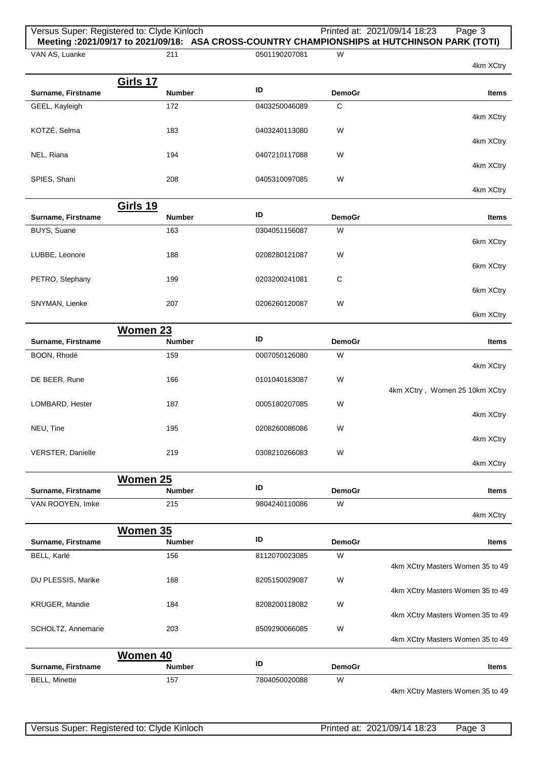Meeting :2021/09/17 to 2021/09/18: ASA CROSS-COUNTRY CHAMPIONSHIPS at HUTCHINSON PARK (TOTI)

| Surname, Firstname | Number | ID | DemoGr | Items |
|---|---|---|---|---|
| VAN AS, Luanke | 211 | 0501190207081 | W | 4km XCtry |

## Girls 17

| Surname, Firstname | Number | ID | DemoGr | Items |
|---|---|---|---|---|
| GEEL, Kayleigh | 172 | 0403250046089 | C | 4km XCtry |
| KOTZÉ, Selma | 183 | 0403240113080 | W | 4km XCtry |
| NEL, Riana | 194 | 0407210117088 | W | 4km XCtry |
| SPIES, Shani | 208 | 0405310097085 | W | 4km XCtry |

## Girls 19

| Surname, Firstname | Number | ID | DemoGr | Items |
|---|---|---|---|---|
| BUYS, Suané | 163 | 0304051156087 | W | 6km XCtry |
| LUBBE, Leonore | 188 | 0208280121087 | W | 6km XCtry |
| PETRO, Stephany | 199 | 0203200241081 | C | 6km XCtry |
| SNYMAN, Lienke | 207 | 0206260120087 | W | 6km XCtry |

## Women 23

| Surname, Firstname | Number | ID | DemoGr | Items |
|---|---|---|---|---|
| BOON, Rhodé | 159 | 0007050126080 | W | 4km XCtry |
| DE BEER, Rune | 166 | 0101040163087 | W | 4km XCtry , Women 25 10km XCtry |
| LOMBARD, Hester | 187 | 0005180207085 | W | 4km XCtry |
| NEU, Tine | 195 | 0208260086086 | W | 4km XCtry |
| VERSTER, Danielle | 219 | 0308210266083 | W | 4km XCtry |

## Women 25

| Surname, Firstname | Number | ID | DemoGr | Items |
|---|---|---|---|---|
| VAN ROOYEN, Imke | 215 | 9804240110086 | W | 4km XCtry |

## Women 35

| Surname, Firstname | Number | ID | DemoGr | Items |
|---|---|---|---|---|
| BELL, Karlé | 156 | 8112070023085 | W | 4km XCtry Masters Women 35 to 49 |
| DU PLESSIS, Marike | 168 | 8205150029087 | W | 4km XCtry Masters Women 35 to 49 |
| KRUGER, Mandie | 184 | 8208200118082 | W | 4km XCtry Masters Women 35 to 49 |
| SCHOLTZ, Annemarie | 203 | 8509290066085 | W | 4km XCtry Masters Women 35 to 49 |

## Women 40

| Surname, Firstname | Number | ID | DemoGr | Items |
|---|---|---|---|---|
| BELL, Minette | 157 | 7804050020088 | W | 4km XCtry Masters Women 35 to 49 |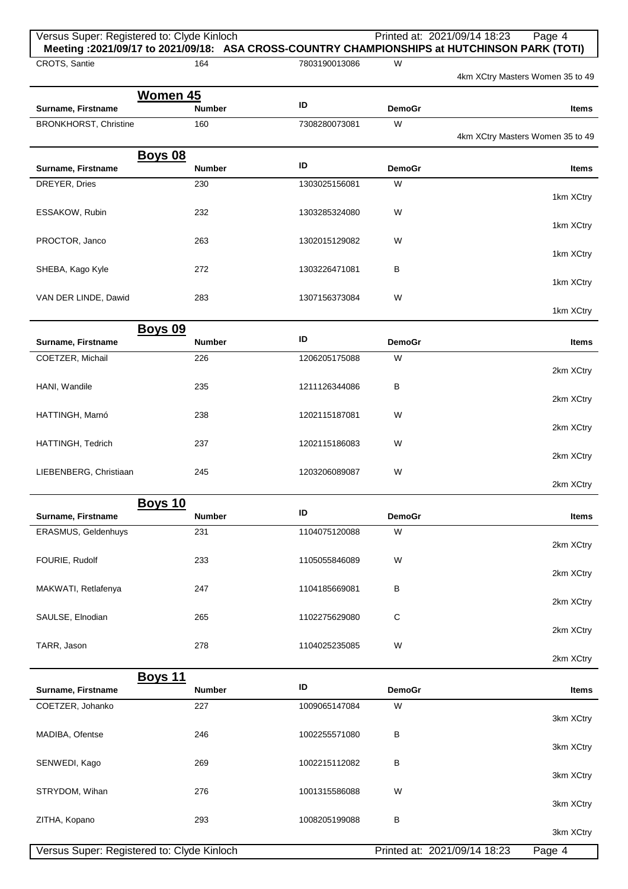**Meeting :2021/09/17 to 2021/09/18: ASA CROSS-COUNTRY CHAMPIONSHIPS at HUTCHINSON PARK (TOTI)**

| Surname, Firstname | Number | ID | DemoGr | Items |
|---|---|---|---|---|
| CROTS, Santie | 164 | 7803190013086 | W | 4km XCtry Masters Women 35 to 49 |

## Women 45

| Surname, Firstname | Number | ID | DemoGr | Items |
|---|---|---|---|---|
| BRONKHORST, Christine | 160 | 7308280073081 | W | 4km XCtry Masters Women 35 to 49 |

## Boys 08

| Surname, Firstname | Number | ID | DemoGr | Items |
|---|---|---|---|---|
| DREYER, Dries | 230 | 1303025156081 | W | 1km XCtry |
| ESSAKOW, Rubin | 232 | 1303285324080 | W | 1km XCtry |
| PROCTOR, Janco | 263 | 1302015129082 | W | 1km XCtry |
| SHEBA, Kago Kyle | 272 | 1303226471081 | B | 1km XCtry |
| VAN DER LINDE, Dawid | 283 | 1307156373084 | W | 1km XCtry |

## Boys 09

| Surname, Firstname | Number | ID | DemoGr | Items |
|---|---|---|---|---|
| COETZER, Michail | 226 | 1206205175088 | W | 2km XCtry |
| HANI, Wandile | 235 | 1211126344086 | B | 2km XCtry |
| HATTINGH, Marnó | 238 | 1202115187081 | W | 2km XCtry |
| HATTINGH, Tedrich | 237 | 1202115186083 | W | 2km XCtry |
| LIEBENBERG, Christiaan | 245 | 1203206089087 | W | 2km XCtry |

## Boys 10

| Surname, Firstname | Number | ID | DemoGr | Items |
|---|---|---|---|---|
| ERASMUS, Geldenhuys | 231 | 1104075120088 | W | 2km XCtry |
| FOURIE, Rudolf | 233 | 1105055846089 | W | 2km XCtry |
| MAKWATI, Retlafenya | 247 | 1104185669081 | B | 2km XCtry |
| SAULSE, Elnodian | 265 | 1102275629080 | C | 2km XCtry |
| TARR, Jason | 278 | 1104025235085 | W | 2km XCtry |

## Boys 11

| Surname, Firstname | Number | ID | DemoGr | Items |
|---|---|---|---|---|
| COETZER, Johanko | 227 | 1009065147084 | W | 3km XCtry |
| MADIBA, Ofentse | 246 | 1002255571080 | B | 3km XCtry |
| SENWEDI, Kago | 269 | 1002215112082 | B | 3km XCtry |
| STRYDOM, Wihan | 276 | 1001315586088 | W | 3km XCtry |
| ZITHA, Kopano | 293 | 1008205199088 | B | 3km XCtry |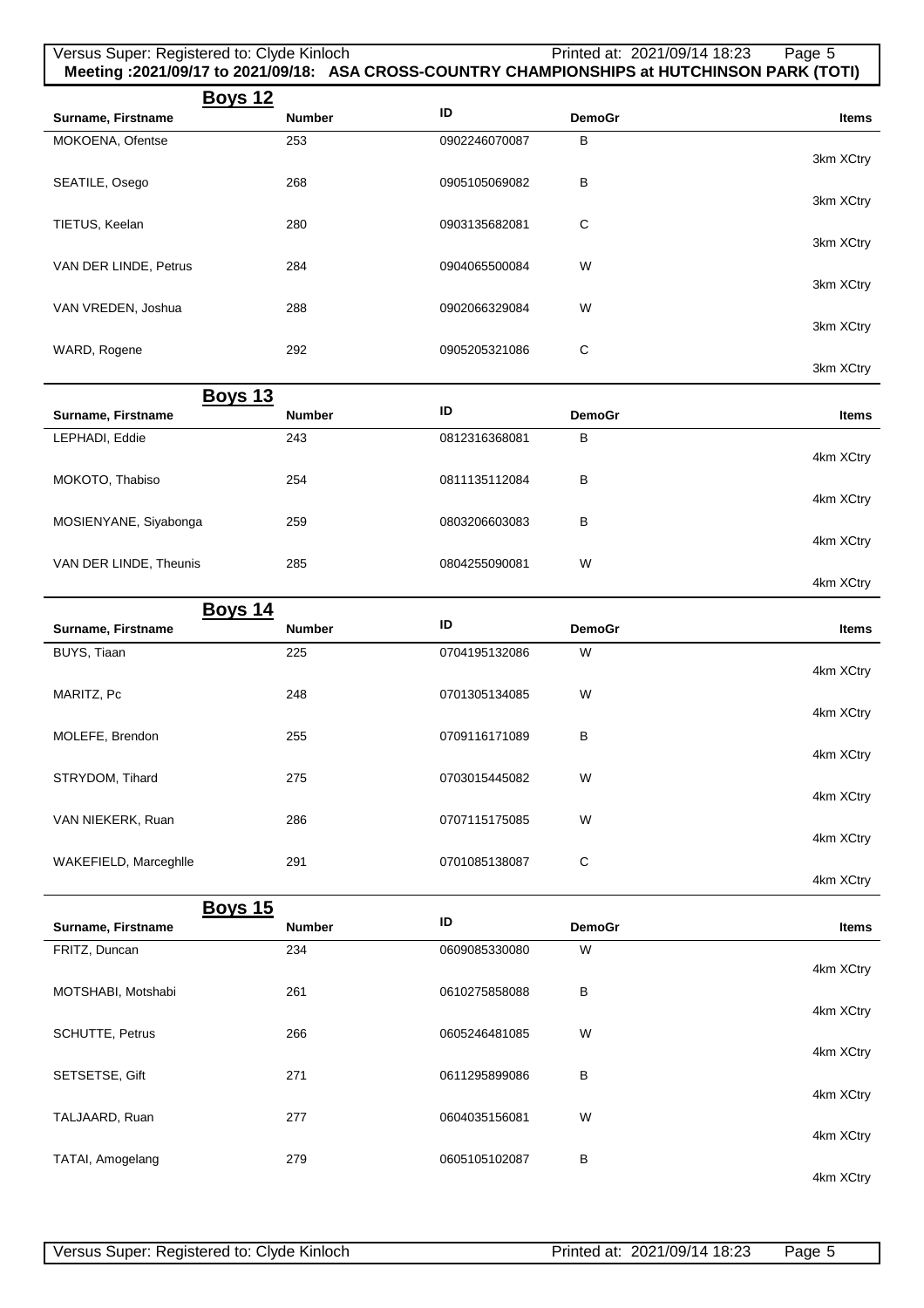**Meeting :2021/09/17 to 2021/09/18: ASA CROSS-COUNTRY CHAMPIONSHIPS at HUTCHINSON PARK (TOTI)**

## Boys 12

| Surname, Firstname | Number | ID | DemoGr | Items |
|---|---|---|---|---|
| MOKOENA, Ofentse | 253 | 0902246070087 | B | 3km XCtry |
| SEATILE, Osego | 268 | 0905105069082 | B | 3km XCtry |
| TIETUS, Keelan | 280 | 0903135682081 | C | 3km XCtry |
| VAN DER LINDE, Petrus | 284 | 0904065500084 | W | 3km XCtry |
| VAN VREDEN, Joshua | 288 | 0902066329084 | W | 3km XCtry |
| WARD, Rogene | 292 | 0905205321086 | C | 3km XCtry |

## Boys 13

| Surname, Firstname | Number | ID | DemoGr | Items |
|---|---|---|---|---|
| LEPHADI, Eddie | 243 | 0812316368081 | B | 4km XCtry |
| MOKOTO, Thabiso | 254 | 0811135112084 | B | 4km XCtry |
| MOSIENYANE, Siyabonga | 259 | 0803206603083 | B | 4km XCtry |
| VAN DER LINDE, Theunis | 285 | 0804255090081 | W | 4km XCtry |

## Boys 14

| Surname, Firstname | Number | ID | DemoGr | Items |
|---|---|---|---|---|
| BUYS, Tiaan | 225 | 0704195132086 | W | 4km XCtry |
| MARITZ, Pc | 248 | 0701305134085 | W | 4km XCtry |
| MOLEFE, Brendon | 255 | 0709116171089 | B | 4km XCtry |
| STRYDOM, Tihard | 275 | 0703015445082 | W | 4km XCtry |
| VAN NIEKERK, Ruan | 286 | 0707115175085 | W | 4km XCtry |
| WAKEFIELD, Marceghlle | 291 | 0701085138087 | C | 4km XCtry |

## Boys 15

| Surname, Firstname | Number | ID | DemoGr | Items |
|---|---|---|---|---|
| FRITZ, Duncan | 234 | 0609085330080 | W | 4km XCtry |
| MOTSHABI, Motshabi | 261 | 0610275858088 | B | 4km XCtry |
| SCHUTTE, Petrus | 266 | 0605246481085 | W | 4km XCtry |
| SETSETSE, Gift | 271 | 0611295899086 | B | 4km XCtry |
| TALJAARD, Ruan | 277 | 0604035156081 | W | 4km XCtry |
| TATAI, Amogelang | 279 | 0605105102087 | B | 4km XCtry |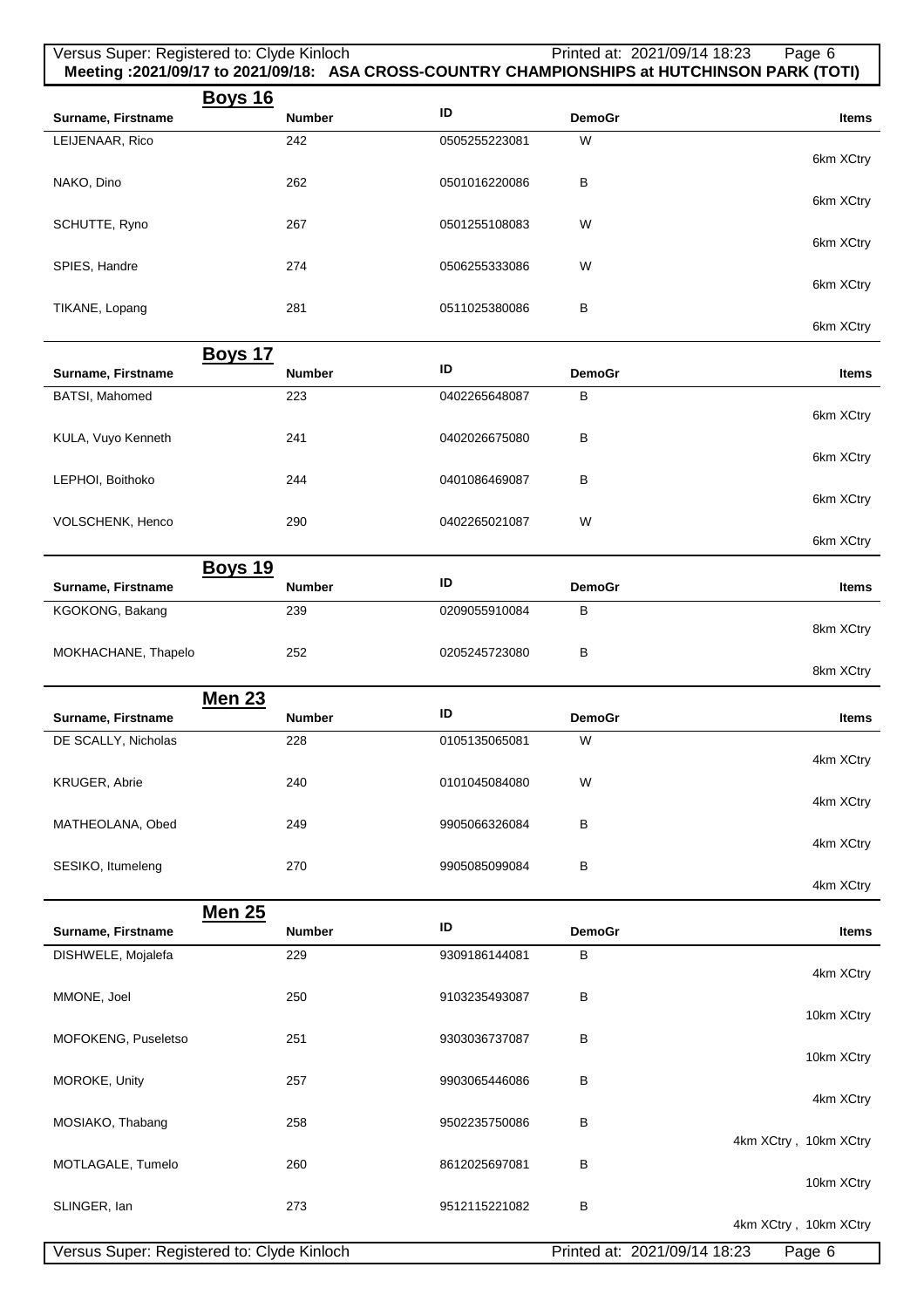**Meeting :2021/09/17 to 2021/09/18: ASA CROSS-COUNTRY CHAMPIONSHIPS at HUTCHINSON PARK (TOTI)**

## Boys 16

| Surname, Firstname | Number | ID | DemoGr | Items |
|---|---|---|---|---|
| LEIJENAAR, Rico | 242 | 0505255223081 | W | 6km XCtry |
| NAKO, Dino | 262 | 0501016220086 | B | 6km XCtry |
| SCHUTTE, Ryno | 267 | 0501255108083 | W | 6km XCtry |
| SPIES, Handre | 274 | 0506255333086 | W | 6km XCtry |
| TIKANE, Lopang | 281 | 0511025380086 | B | 6km XCtry |

## Boys 17

| Surname, Firstname | Number | ID | DemoGr | Items |
|---|---|---|---|---|
| BATSI, Mahomed | 223 | 0402265648087 | B | 6km XCtry |
| KULA, Vuyo Kenneth | 241 | 0402026675080 | B | 6km XCtry |
| LEPHOI, Boithoko | 244 | 0401086469087 | B | 6km XCtry |
| VOLSCHENK, Henco | 290 | 0402265021087 | W | 6km XCtry |

## Boys 19

| Surname, Firstname | Number | ID | DemoGr | Items |
|---|---|---|---|---|
| KGOKONG, Bakang | 239 | 0209055910084 | B | 8km XCtry |
| MOKHACHANE, Thapelo | 252 | 0205245723080 | B | 8km XCtry |

## Men 23

| Surname, Firstname | Number | ID | DemoGr | Items |
|---|---|---|---|---|
| DE SCALLY, Nicholas | 228 | 0105135065081 | W | 4km XCtry |
| KRUGER, Abrie | 240 | 0101045084080 | W | 4km XCtry |
| MATHEOLANA, Obed | 249 | 9905066326084 | B | 4km XCtry |
| SESIKO, Itumeleng | 270 | 9905085099084 | B | 4km XCtry |

## Men 25

| Surname, Firstname | Number | ID | DemoGr | Items |
|---|---|---|---|---|
| DISHWELE, Mojalefa | 229 | 9309186144081 | B | 4km XCtry |
| MMONE, Joel | 250 | 9103235493087 | B | 10km XCtry |
| MOFOKENG, Puseletso | 251 | 9303036737087 | B | 10km XCtry |
| MOROKE, Unity | 257 | 9903065446086 | B | 4km XCtry |
| MOSIAKO, Thabang | 258 | 9502235750086 | B | 4km XCtry , 10km XCtry |
| MOTLAGALE, Tumelo | 260 | 8612025697081 | B | 10km XCtry |
| SLINGER, Ian | 273 | 9512115221082 | B | 4km XCtry , 10km XCtry |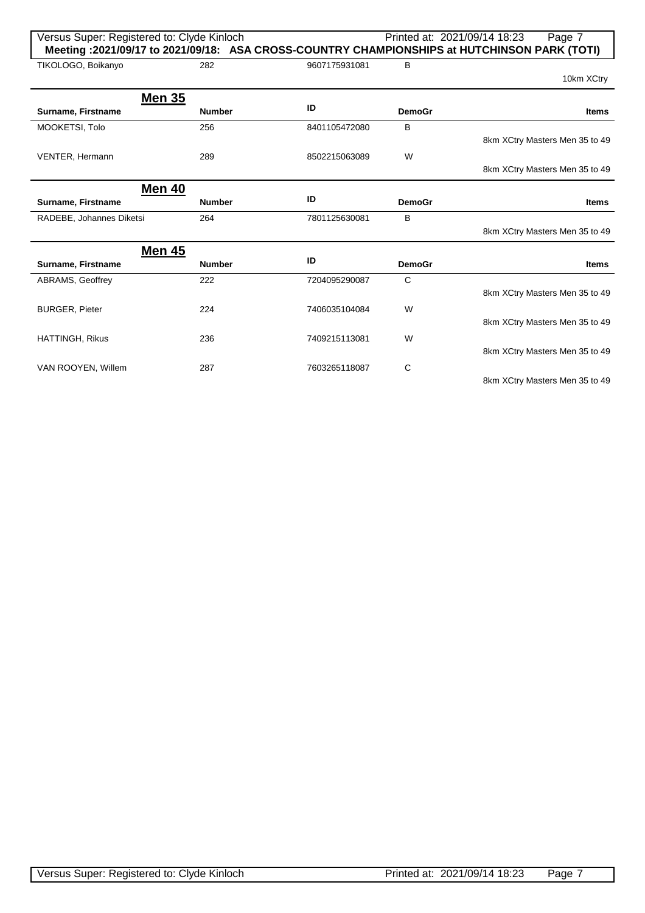| | | | | |
|---|---|---|---|---|
| TIKOLOGO, Boikanyo | 282 | 9607175931081 | B | 10km XCtry |

## Men 35

| Surname, Firstname | Number | ID | DemoGr | Items |
|---|---|---|---|---|
| MOOKETSI, Tolo | 256 | 8401105472080 | B | 8km XCtry Masters Men 35 to 49 |
| VENTER, Hermann | 289 | 8502215063089 | W | 8km XCtry Masters Men 35 to 49 |

## Men 40

| Surname, Firstname | Number | ID | DemoGr | Items |
|---|---|---|---|---|
| RADEBE, Johannes Diketsi | 264 | 7801125630081 | B | 8km XCtry Masters Men 35 to 49 |

## Men 45

| Surname, Firstname | Number | ID | DemoGr | Items |
|---|---|---|---|---|
| ABRAMS, Geoffrey | 222 | 7204095290087 | C | 8km XCtry Masters Men 35 to 49 |
| BURGER, Pieter | 224 | 7406035104084 | W | 8km XCtry Masters Men 35 to 49 |
| HATTINGH, Rikus | 236 | 7409215113081 | W | 8km XCtry Masters Men 35 to 49 |
| VAN ROOYEN, Willem | 287 | 7603265118087 | C | 8km XCtry Masters Men 35 to 49 |